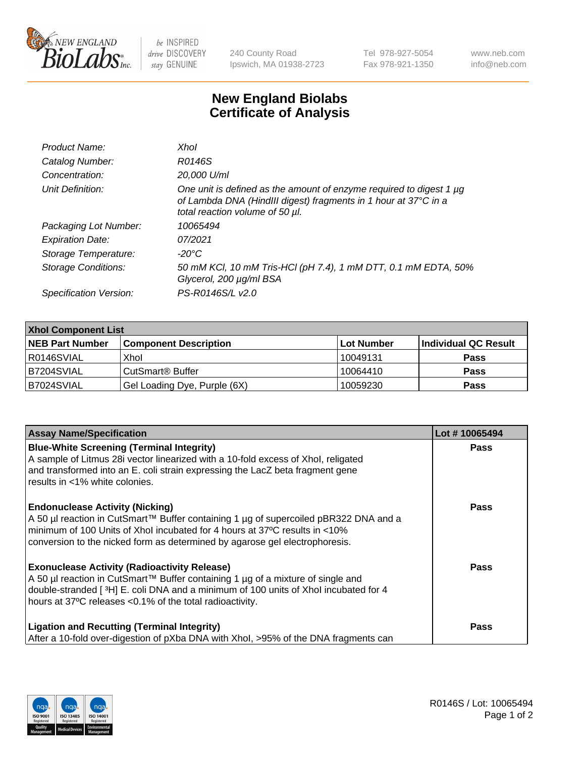New England Biolabs, 240 County Road, Ipswich, MA 01938-2723 · Tel 978-927-5054 · Fax 978-921-1350 · www.neb.com · info@neb.com

# New England Biolabs Certificate of Analysis

| | |
|---|---|
| *Product Name:* | *XhoI* |
| *Catalog Number:* | *R0146S* |
| *Concentration:* | *20,000 U/ml* |
| *Unit Definition:* | *One unit is defined as the amount of enzyme required to digest 1 µg of Lambda DNA (HindIII digest) fragments in 1 hour at 37°C in a total reaction volume of 50 µl.* |
| *Packaging Lot Number:* | *10065494* |
| *Expiration Date:* | *07/2021* |
| *Storage Temperature:* | *-20°C* |
| *Storage Conditions:* | *50 mM KCl, 10 mM Tris-HCl (pH 7.4), 1 mM DTT, 0.1 mM EDTA, 50% Glycerol, 200 µg/ml BSA* |
| *Specification Version:* | *PS-R0146S/L v2.0* |

| **XhoI Component List** | | | |
|---|---|---|---|
| **NEB Part Number** | **Component Description** | **Lot Number** | **Individual QC Result** |
| R0146SVIAL | XhoI | 10049131 | **Pass** |
| B7204SVIAL | CutSmart® Buffer | 10064410 | **Pass** |
| B7024SVIAL | Gel Loading Dye, Purple (6X) | 10059230 | **Pass** |

| **Assay Name/Specification** | **Lot # 10065494** |
|---|---|
| **Blue-White Screening (Terminal Integrity)** A sample of Litmus 28i vector linearized with a 10-fold excess of XhoI, religated and transformed into an E. coli strain expressing the LacZ beta fragment gene results in <1% white colonies. | **Pass** |
| **Endonuclease Activity (Nicking)** A 50 µl reaction in CutSmart™ Buffer containing 1 µg of supercoiled pBR322 DNA and a minimum of 100 Units of XhoI incubated for 4 hours at 37ºC results in <10% conversion to the nicked form as determined by agarose gel electrophoresis. | **Pass** |
| **Exonuclease Activity (Radioactivity Release)** A 50 µl reaction in CutSmart™ Buffer containing 1 µg of a mixture of single and double-stranded [ $^3$H] E. coli DNA and a minimum of 100 units of XhoI incubated for 4 hours at 37ºC releases <0.1% of the total radioactivity. | **Pass** |
| **Ligation and Recutting (Terminal Integrity)** After a 10-fold over-digestion of pXba DNA with XhoI, >95% of the DNA fragments can | **Pass** |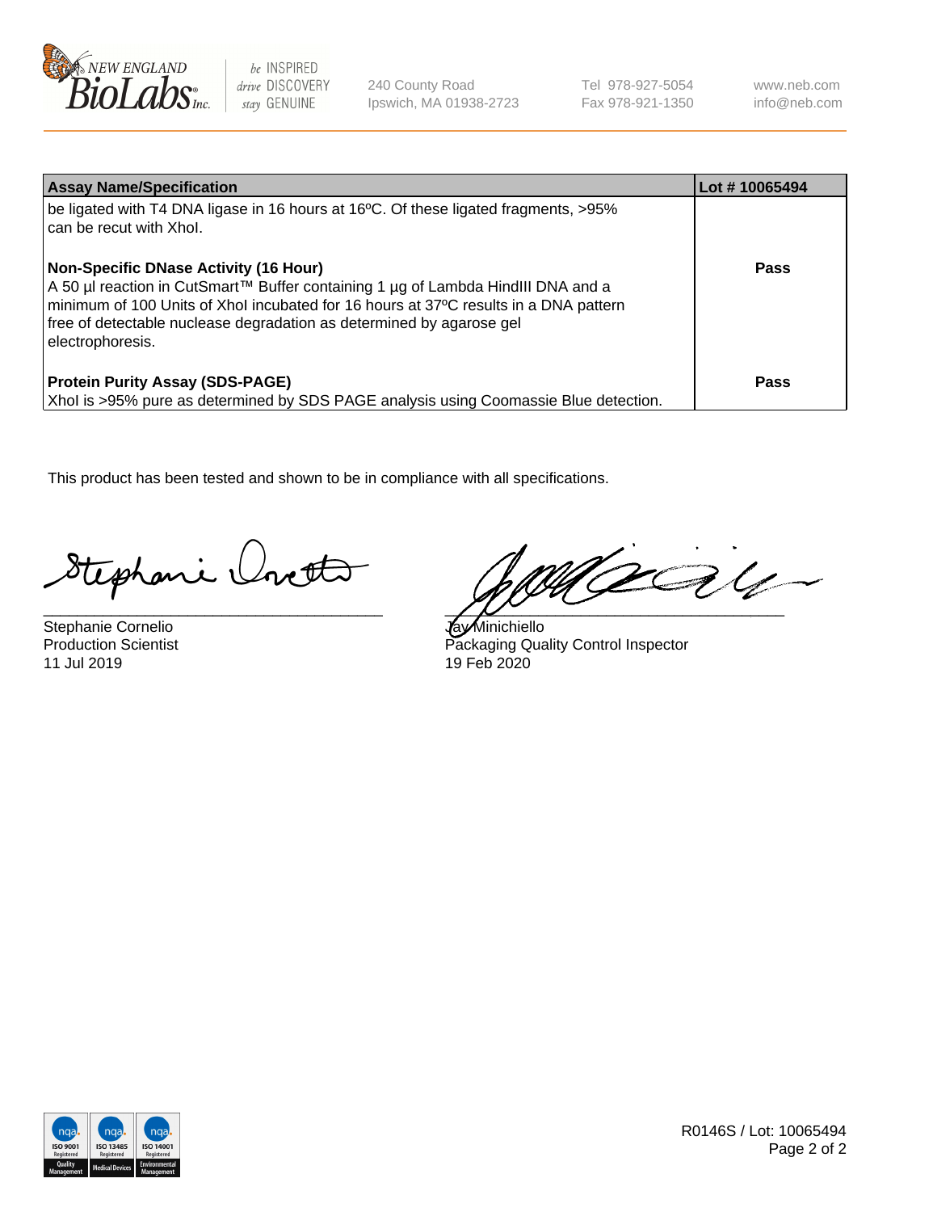| Assay Name/Specification | Lot # 10065494 |
|---|---|
| be ligated with T4 DNA ligase in 16 hours at 16ºC. Of these ligated fragments, >95% can be recut with XhoI. | |
| **Non-Specific DNase Activity (16 Hour)**<br>A 50 µl reaction in CutSmart™ Buffer containing 1 µg of Lambda HindIII DNA and a minimum of 100 Units of XhoI incubated for 16 hours at 37ºC results in a DNA pattern free of detectable nuclease degradation as determined by agarose gel electrophoresis. | **Pass** |
| **Protein Purity Assay (SDS-PAGE)**<br>XhoI is >95% pure as determined by SDS PAGE analysis using Coomassie Blue detection. | **Pass** |

This product has been tested and shown to be in compliance with all specifications.

Stephanie Cornelio
Production Scientist
11 Jul 2019

Jay Minichiello
Packaging Quality Control Inspector
19 Feb 2020

R0146S / Lot: 10065494